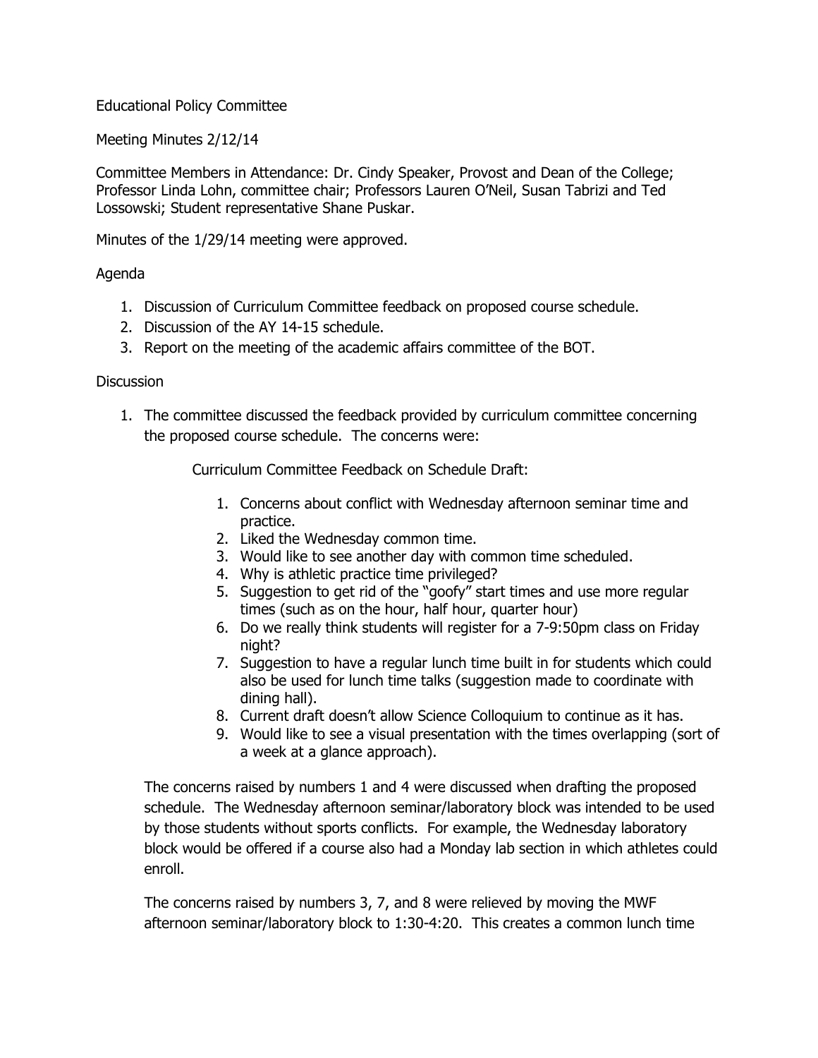Educational Policy Committee

Meeting Minutes 2/12/14

Committee Members in Attendance: Dr. Cindy Speaker, Provost and Dean of the College; Professor Linda Lohn, committee chair; Professors Lauren O'Neil, Susan Tabrizi and Ted Lossowski; Student representative Shane Puskar.

Minutes of the 1/29/14 meeting were approved.

Agenda

1. Discussion of Curriculum Committee feedback on proposed course schedule.
2. Discussion of the AY 14-15 schedule.
3. Report on the meeting of the academic affairs committee of the BOT.

Discussion

1. The committee discussed the feedback provided by curriculum committee concerning the proposed course schedule. The concerns were:

   Curriculum Committee Feedback on Schedule Draft:

   1. Concerns about conflict with Wednesday afternoon seminar time and practice.
   2. Liked the Wednesday common time.
   3. Would like to see another day with common time scheduled.
   4. Why is athletic practice time privileged?
   5. Suggestion to get rid of the "goofy" start times and use more regular times (such as on the hour, half hour, quarter hour)
   6. Do we really think students will register for a 7-9:50pm class on Friday night?
   7. Suggestion to have a regular lunch time built in for students which could also be used for lunch time talks (suggestion made to coordinate with dining hall).
   8. Current draft doesn't allow Science Colloquium to continue as it has.
   9. Would like to see a visual presentation with the times overlapping (sort of a week at a glance approach).

   The concerns raised by numbers 1 and 4 were discussed when drafting the proposed schedule. The Wednesday afternoon seminar/laboratory block was intended to be used by those students without sports conflicts. For example, the Wednesday laboratory block would be offered if a course also had a Monday lab section in which athletes could enroll.

   The concerns raised by numbers 3, 7, and 8 were relieved by moving the MWF afternoon seminar/laboratory block to 1:30-4:20. This creates a common lunch time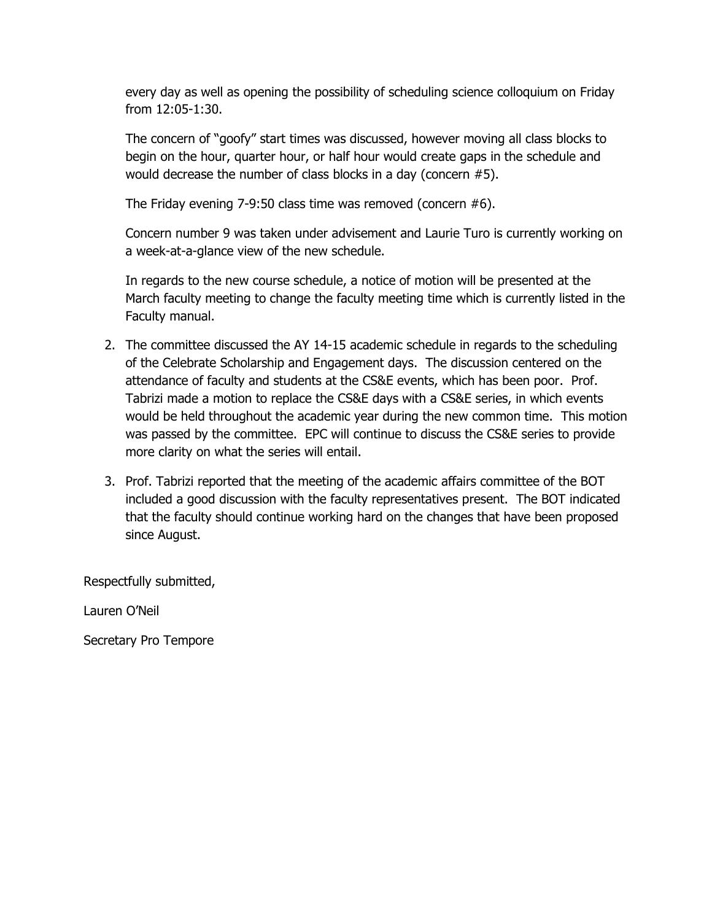every day as well as opening the possibility of scheduling science colloquium on Friday from 12:05-1:30.

The concern of "goofy" start times was discussed, however moving all class blocks to begin on the hour, quarter hour, or half hour would create gaps in the schedule and would decrease the number of class blocks in a day (concern #5).

The Friday evening 7-9:50 class time was removed (concern #6).

Concern number 9 was taken under advisement and Laurie Turo is currently working on a week-at-a-glance view of the new schedule.

In regards to the new course schedule, a notice of motion will be presented at the March faculty meeting to change the faculty meeting time which is currently listed in the Faculty manual.

2. The committee discussed the AY 14-15 academic schedule in regards to the scheduling of the Celebrate Scholarship and Engagement days. The discussion centered on the attendance of faculty and students at the CS&E events, which has been poor. Prof. Tabrizi made a motion to replace the CS&E days with a CS&E series, in which events would be held throughout the academic year during the new common time. This motion was passed by the committee. EPC will continue to discuss the CS&E series to provide more clarity on what the series will entail.

3. Prof. Tabrizi reported that the meeting of the academic affairs committee of the BOT included a good discussion with the faculty representatives present. The BOT indicated that the faculty should continue working hard on the changes that have been proposed since August.

Respectfully submitted,

Lauren O'Neil

Secretary Pro Tempore